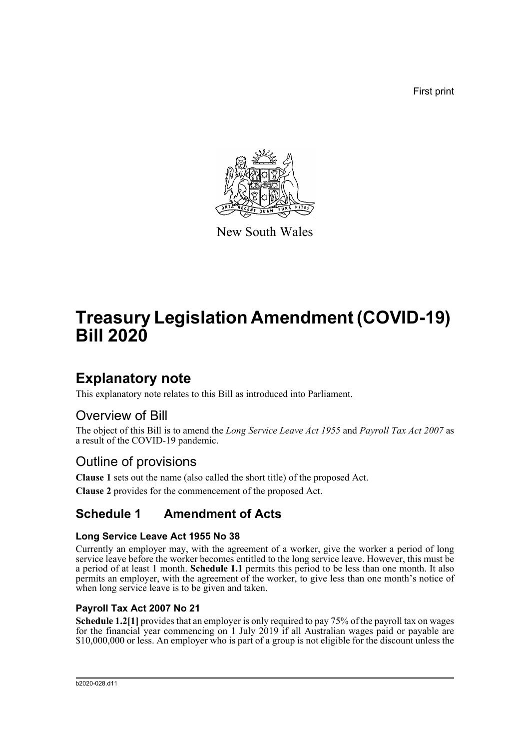First print

New South Wales

# Treasury Legislation Amendment (COVID-19) Bill 2020

## Explanatory note

This explanatory note relates to this Bill as introduced into Parliament.

## Overview of Bill

The object of this Bill is to amend the *Long Service Leave Act 1955* and *Payroll Tax Act 2007* as a result of the COVID-19 pandemic.

## Outline of provisions

**Clause 1** sets out the name (also called the short title) of the proposed Act.

**Clause 2** provides for the commencement of the proposed Act.

## Schedule 1 Amendment of Acts

### Long Service Leave Act 1955 No 38

Currently an employer may, with the agreement of a worker, give the worker a period of long service leave before the worker becomes entitled to the long service leave. However, this must be a period of at least 1 month. **Schedule 1.1** permits this period to be less than one month. It also permits an employer, with the agreement of the worker, to give less than one month's notice of when long service leave is to be given and taken.

### Payroll Tax Act 2007 No 21

**Schedule 1.2[1]** provides that an employer is only required to pay 75% of the payroll tax on wages for the financial year commencing on 1 July 2019 if all Australian wages paid or payable are $10,000,000 or less. An employer who is part of a group is not eligible for the discount unless the

b2020-028.d11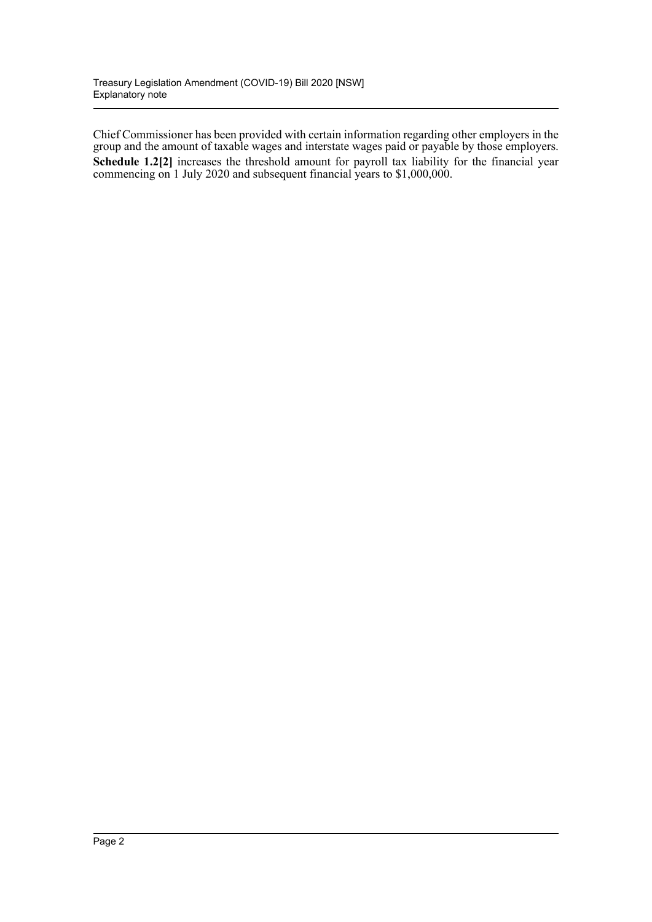Chief Commissioner has been provided with certain information regarding other employers in the group and the amount of taxable wages and interstate wages paid or payable by those employers.

**Schedule 1.2[2]** increases the threshold amount for payroll tax liability for the financial year commencing on 1 July 2020 and subsequent financial years to $1,000,000.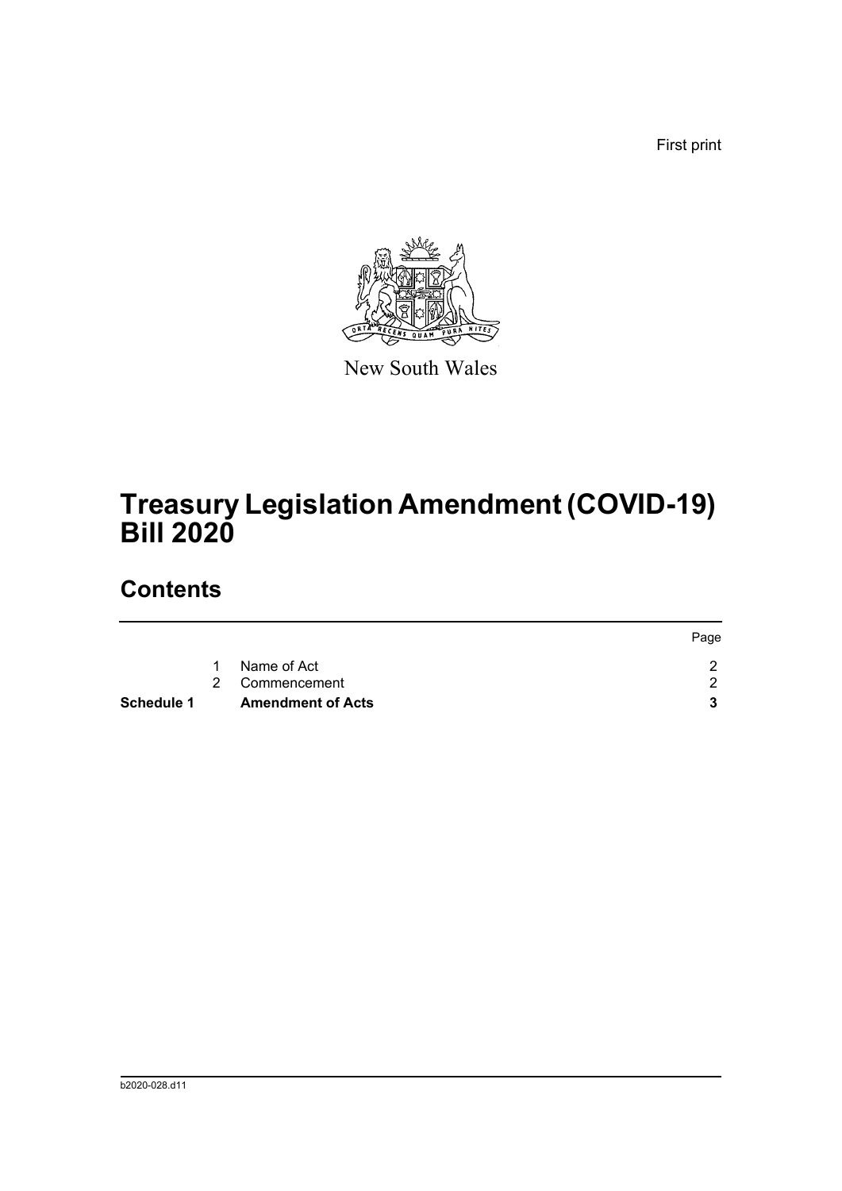First print

New South Wales

# Treasury Legislation Amendment (COVID-19) Bill 2020

## Contents

| | | | Page |
|---|---|---|---|
| | 1 | Name of Act | 2 |
| | 2 | Commencement | 2 |
| **Schedule 1** | | **Amendment of Acts** | **3** |

b2020-028.d11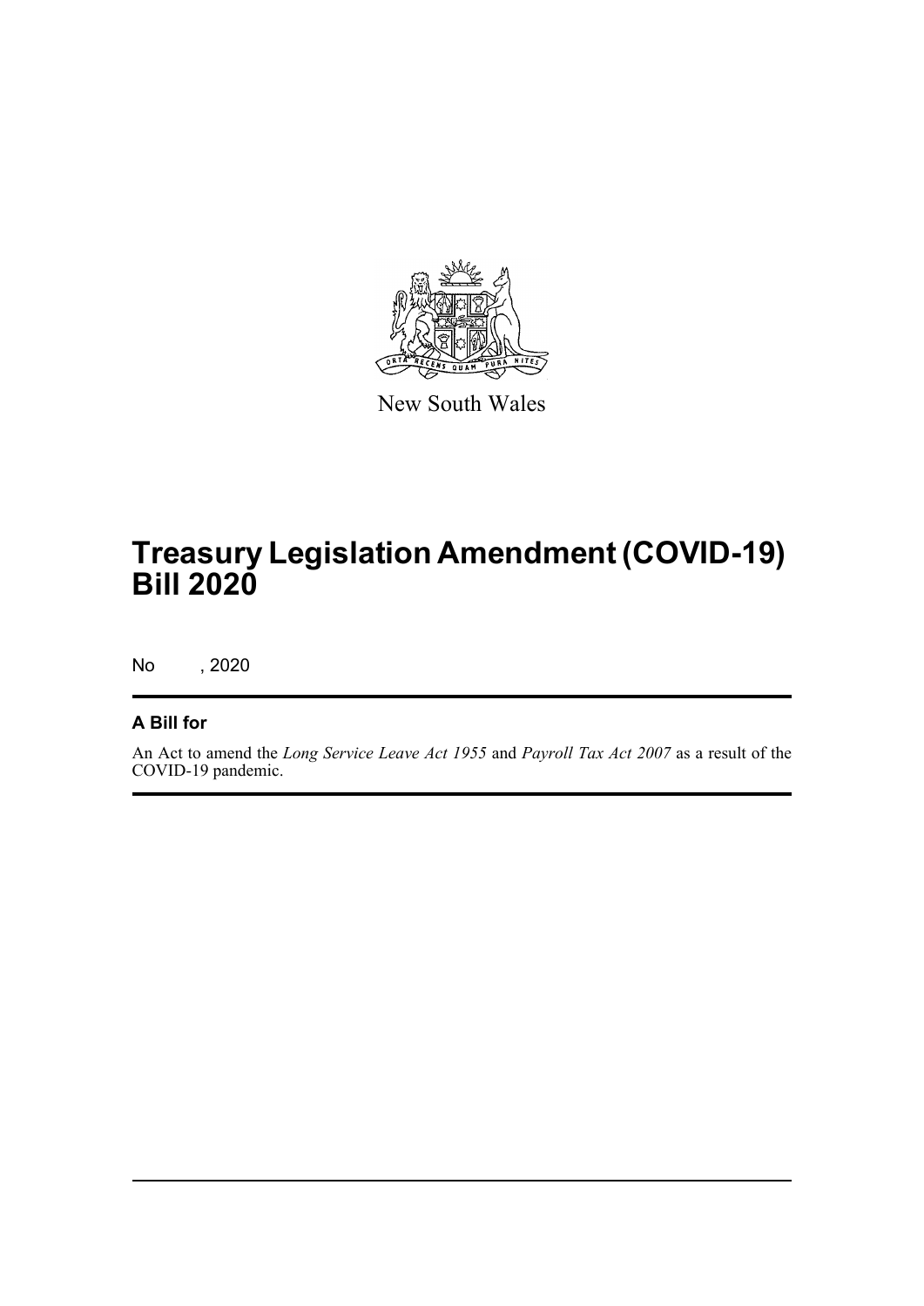New South Wales

# Treasury Legislation Amendment (COVID-19) Bill 2020

No , 2020

## A Bill for

An Act to amend the *Long Service Leave Act 1955* and *Payroll Tax Act 2007* as a result of the COVID-19 pandemic.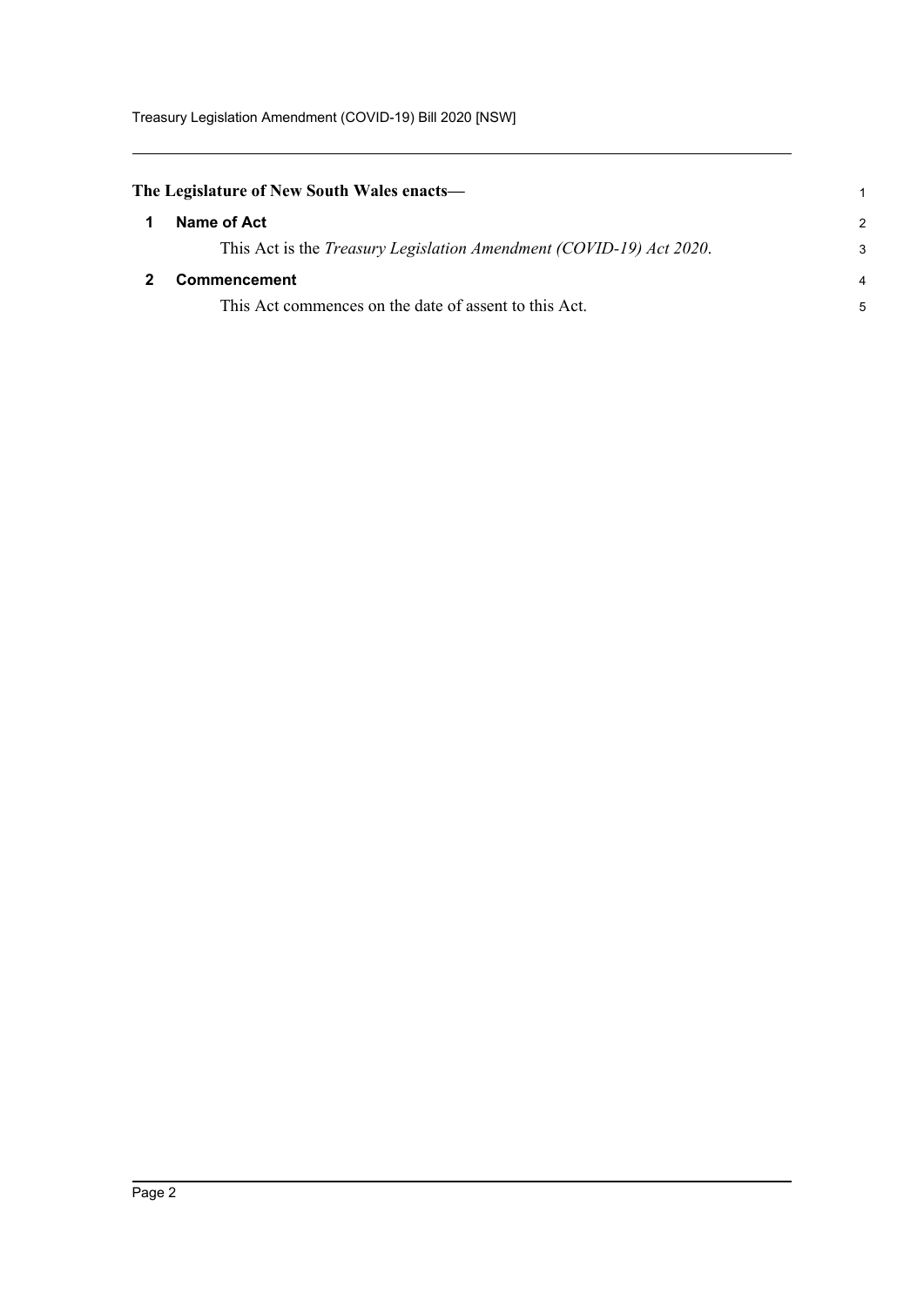**The Legislature of New South Wales enacts—**

## 1 Name of Act

This Act is the *Treasury Legislation Amendment (COVID-19) Act 2020*.

## 2 Commencement

This Act commences on the date of assent to this Act.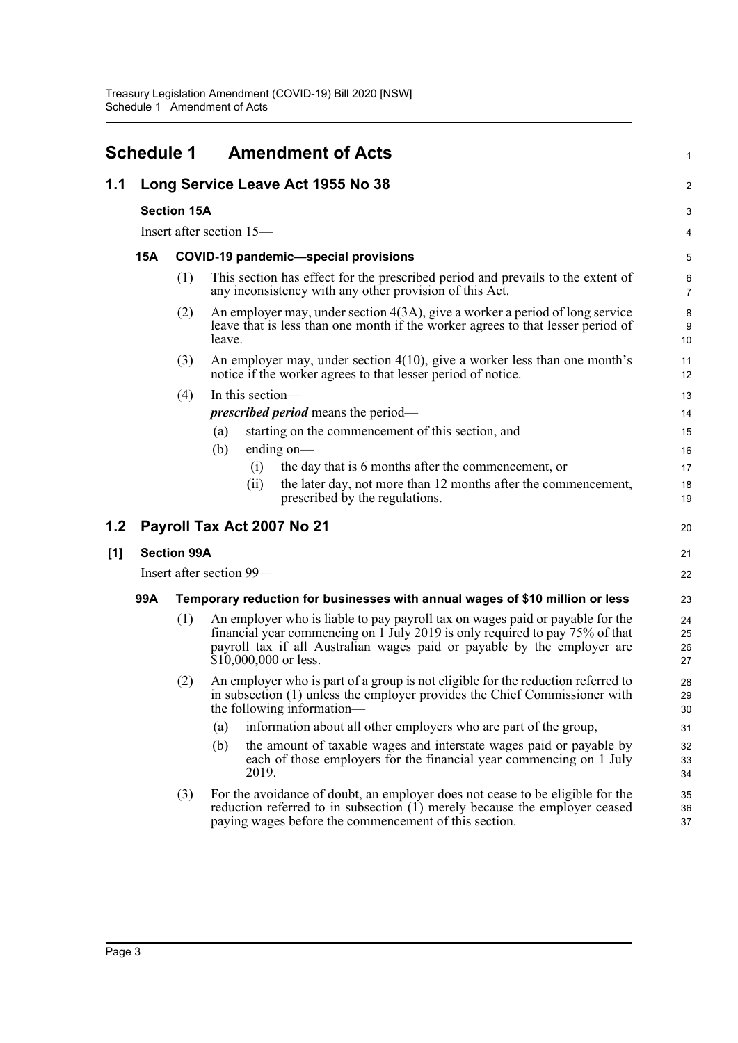# Schedule 1 Amendment of Acts

## 1.1 Long Service Leave Act 1955 No 38

### Section 15A

Insert after section 15—

#### 15A COVID-19 pandemic—special provisions

(1) This section has effect for the prescribed period and prevails to the extent of any inconsistency with any other provision of this Act.

(2) An employer may, under section 4(3A), give a worker a period of long service leave that is less than one month if the worker agrees to that lesser period of leave.

(3) An employer may, under section 4(10), give a worker less than one month's notice if the worker agrees to that lesser period of notice.

(4) In this section—

***prescribed period*** means the period—

- (a) starting on the commencement of this section, and
- (b) ending on—
  - (i) the day that is 6 months after the commencement, or
  - (ii) the later day, not more than 12 months after the commencement, prescribed by the regulations.

## 1.2 Payroll Tax Act 2007 No 21

### [1] Section 99A

Insert after section 99—

#### 99A Temporary reduction for businesses with annual wages of $10 million or less

(1) An employer who is liable to pay payroll tax on wages paid or payable for the financial year commencing on 1 July 2019 is only required to pay 75% of that payroll tax if all Australian wages paid or payable by the employer are $10,000,000 or less.

(2) An employer who is part of a group is not eligible for the reduction referred to in subsection (1) unless the employer provides the Chief Commissioner with the following information—

- (a) information about all other employers who are part of the group,
- (b) the amount of taxable wages and interstate wages paid or payable by each of those employers for the financial year commencing on 1 July 2019.

(3) For the avoidance of doubt, an employer does not cease to be eligible for the reduction referred to in subsection (1) merely because the employer ceased paying wages before the commencement of this section.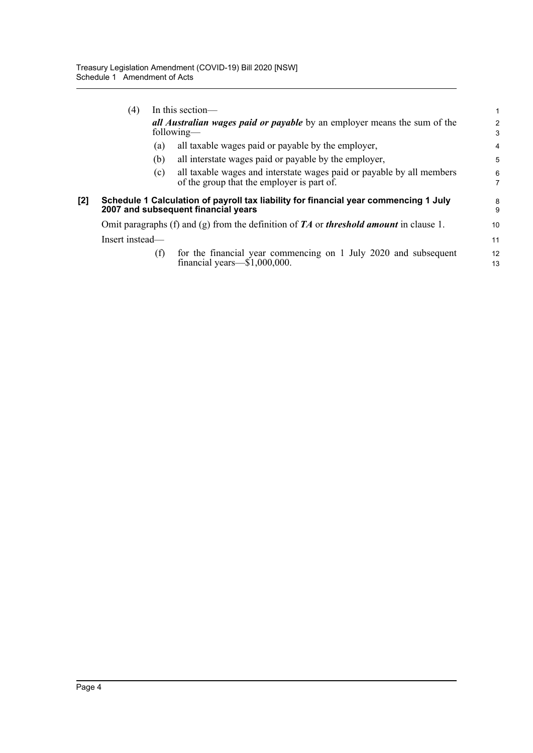(4) In this section—

***all Australian wages paid or payable*** by an employer means the sum of the following—

(a) all taxable wages paid or payable by the employer,

(b) all interstate wages paid or payable by the employer,

(c) all taxable wages and interstate wages paid or payable by all members of the group that the employer is part of.

**[2] Schedule 1 Calculation of payroll tax liability for financial year commencing 1 July 2007 and subsequent financial years**

Omit paragraphs (f) and (g) from the definition of ***TA*** or ***threshold amount*** in clause 1.

Insert instead—

(f) for the financial year commencing on 1 July 2020 and subsequent financial years—$1,000,000.